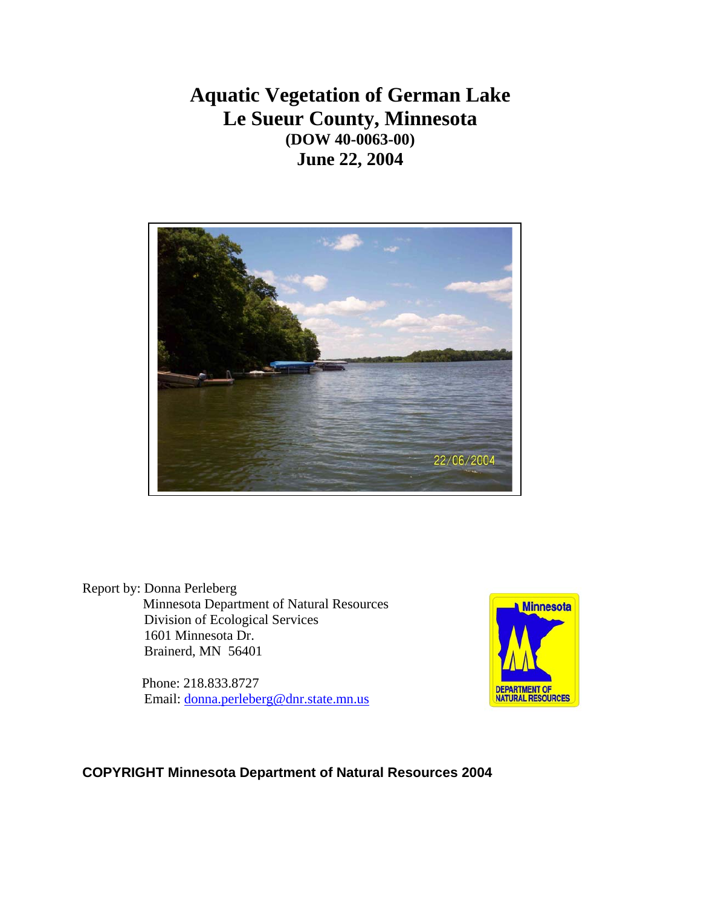# Aquatic Vegetation of German Lake
# Le Sueur County, Minnesota
### (DOW 40-0063-00)
## June 22, 2004

Report by: Donna Perleberg
Minnesota Department of Natural Resources
Division of Ecological Services
1601 Minnesota Dr.
Brainerd, MN 56401

Phone: 218.833.8727
Email: donna.perleberg@dnr.state.mn.us

**COPYRIGHT Minnesota Department of Natural Resources 2004**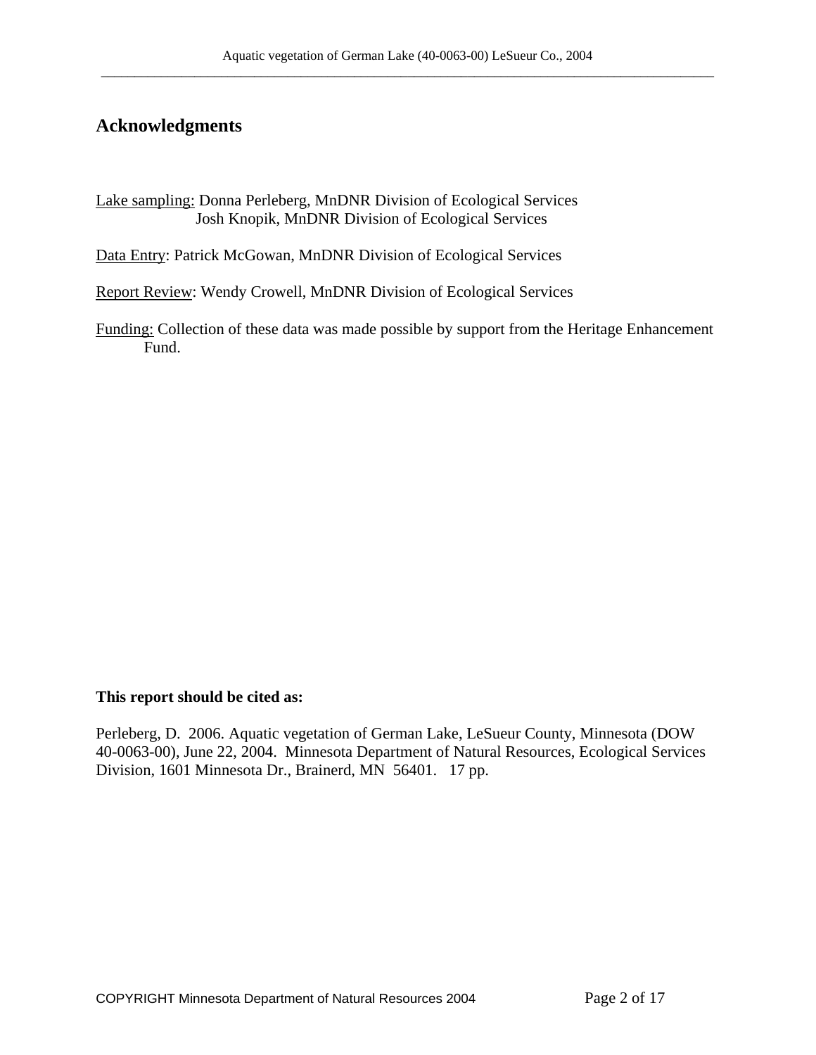# Acknowledgments

Lake sampling: Donna Perleberg, MnDNR Division of Ecological Services
Josh Knopik, MnDNR Division of Ecological Services

Data Entry: Patrick McGowan, MnDNR Division of Ecological Services

Report Review: Wendy Crowell, MnDNR Division of Ecological Services

Funding: Collection of these data was made possible by support from the Heritage Enhancement Fund.

**This report should be cited as:**

Perleberg, D. 2006. Aquatic vegetation of German Lake, LeSueur County, Minnesota (DOW 40-0063-00), June 22, 2004. Minnesota Department of Natural Resources, Ecological Services Division, 1601 Minnesota Dr., Brainerd, MN 56401. 17 pp.

COPYRIGHT Minnesota Department of Natural Resources 2004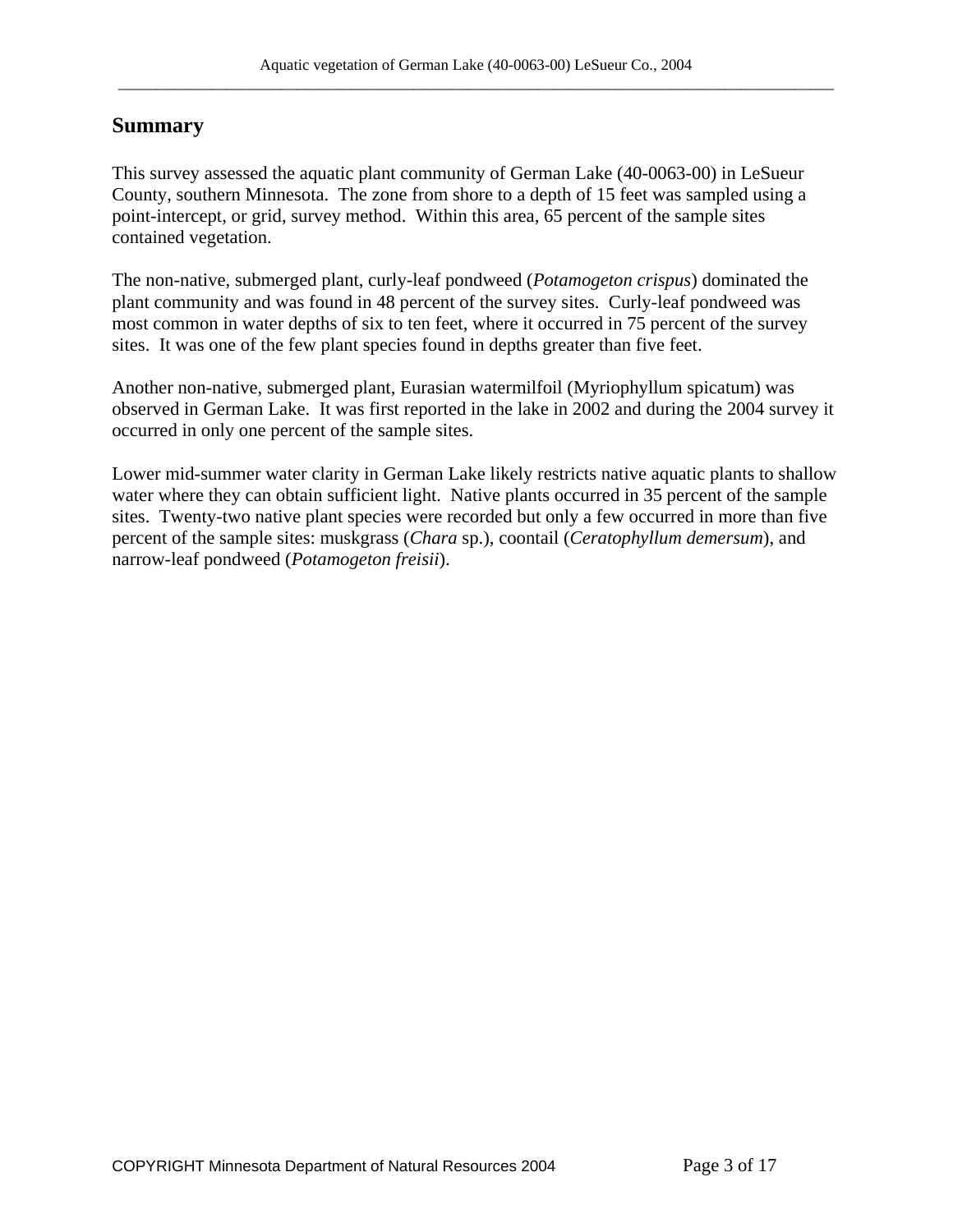## Summary

This survey assessed the aquatic plant community of German Lake (40-0063-00) in LeSueur County, southern Minnesota. The zone from shore to a depth of 15 feet was sampled using a point-intercept, or grid, survey method. Within this area, 65 percent of the sample sites contained vegetation.

The non-native, submerged plant, curly-leaf pondweed (*Potamogeton crispus*) dominated the plant community and was found in 48 percent of the survey sites. Curly-leaf pondweed was most common in water depths of six to ten feet, where it occurred in 75 percent of the survey sites. It was one of the few plant species found in depths greater than five feet.

Another non-native, submerged plant, Eurasian watermilfoil (Myriophyllum spicatum) was observed in German Lake. It was first reported in the lake in 2002 and during the 2004 survey it occurred in only one percent of the sample sites.

Lower mid-summer water clarity in German Lake likely restricts native aquatic plants to shallow water where they can obtain sufficient light. Native plants occurred in 35 percent of the sample sites. Twenty-two native plant species were recorded but only a few occurred in more than five percent of the sample sites: muskgrass (*Chara* sp.), coontail (*Ceratophyllum demersum*), and narrow-leaf pondweed (*Potamogeton freisii*).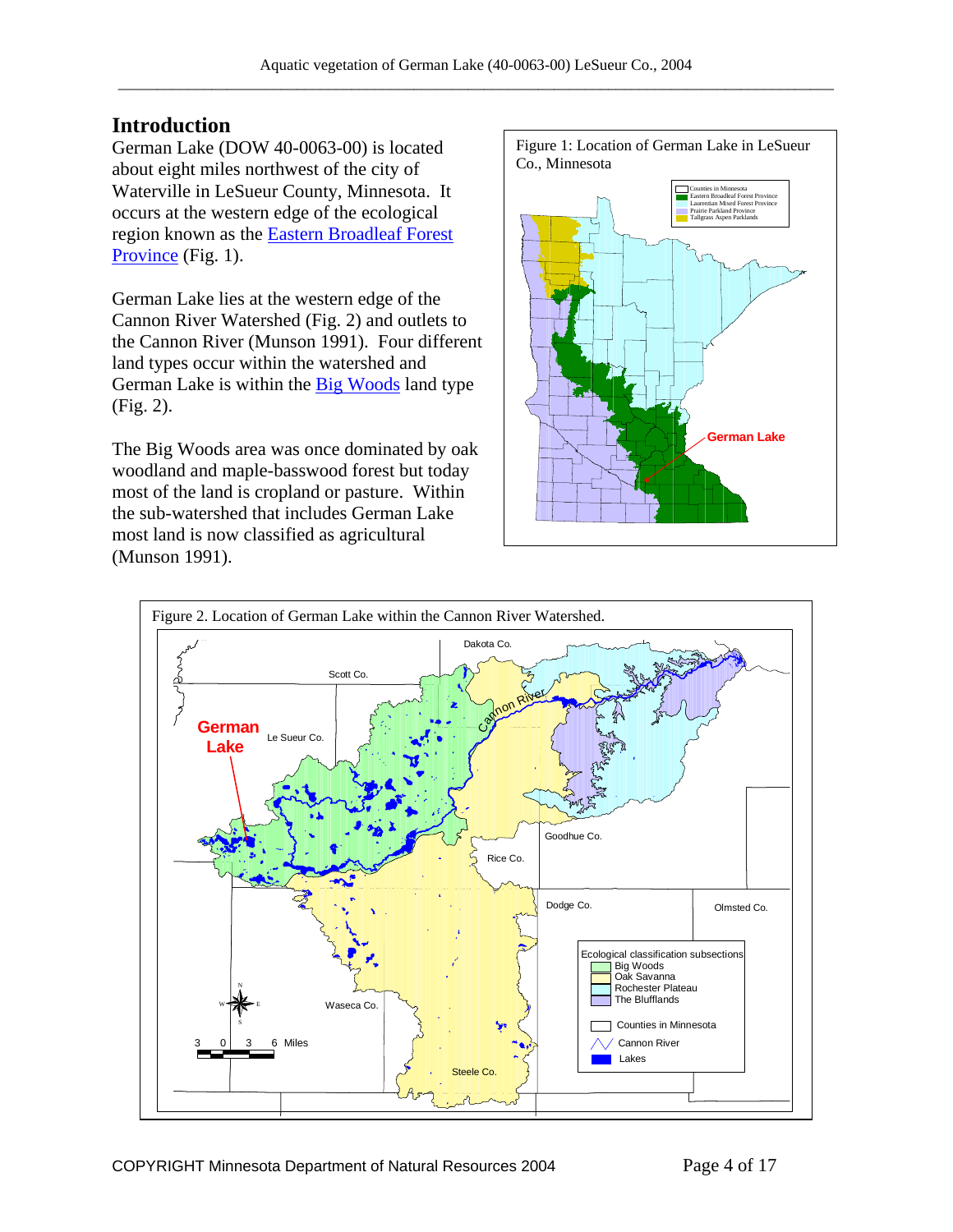## Introduction

German Lake (DOW 40-0063-00) is located about eight miles northwest of the city of Waterville in LeSueur County, Minnesota. It occurs at the western edge of the ecological region known as the Eastern Broadleaf Forest Province (Fig. 1).

German Lake lies at the western edge of the Cannon River Watershed (Fig. 2) and outlets to the Cannon River (Munson 1991). Four different land types occur within the watershed and German Lake is within the Big Woods land type (Fig. 2).

The Big Woods area was once dominated by oak woodland and maple-basswood forest but today most of the land is cropland or pasture. Within the sub-watershed that includes German Lake most land is now classified as agricultural (Munson 1991).

Figure 1: Location of German Lake in LeSueur Co., Minnesota

Figure 2. Location of German Lake within the Cannon River Watershed.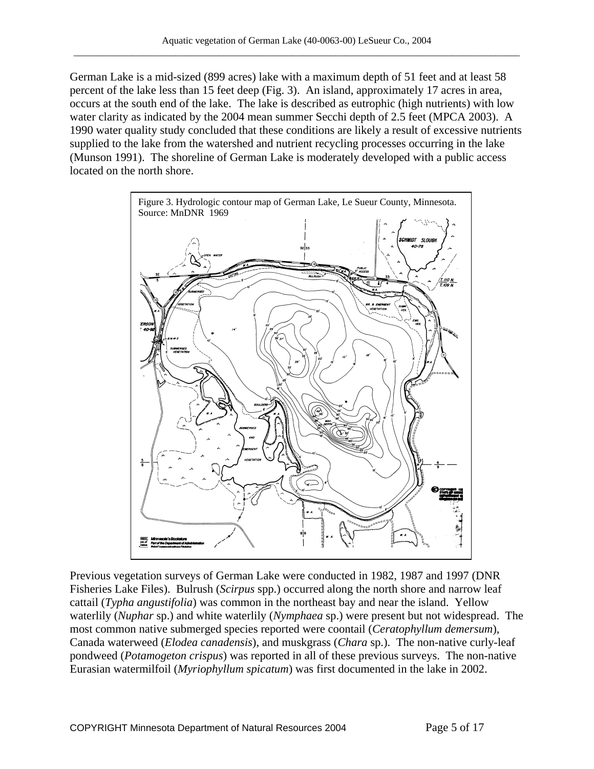German Lake is a mid-sized (899 acres) lake with a maximum depth of 51 feet and at least 58 percent of the lake less than 15 feet deep (Fig. 3). An island, approximately 17 acres in area, occurs at the south end of the lake. The lake is described as eutrophic (high nutrients) with low water clarity as indicated by the 2004 mean summer Secchi depth of 2.5 feet (MPCA 2003). A 1990 water quality study concluded that these conditions are likely a result of excessive nutrients supplied to the lake from the watershed and nutrient recycling processes occurring in the lake (Munson 1991). The shoreline of German Lake is moderately developed with a public access located on the north shore.

Figure 3. Hydrologic contour map of German Lake, Le Sueur County, Minnesota. Source: MnDNR 1969

Previous vegetation surveys of German Lake were conducted in 1982, 1987 and 1997 (DNR Fisheries Lake Files). Bulrush (*Scirpus* spp.) occurred along the north shore and narrow leaf cattail (*Typha angustifolia*) was common in the northeast bay and near the island. Yellow waterlily (*Nuphar* sp.) and white waterlily (*Nymphaea* sp.) were present but not widespread. The most common native submerged species reported were coontail (*Ceratophyllum demersum*), Canada waterweed (*Elodea canadensis*), and muskgrass (*Chara* sp.). The non-native curly-leaf pondweed (*Potamogeton crispus*) was reported in all of these previous surveys. The non-native Eurasian watermilfoil (*Myriophyllum spicatum*) was first documented in the lake in 2002.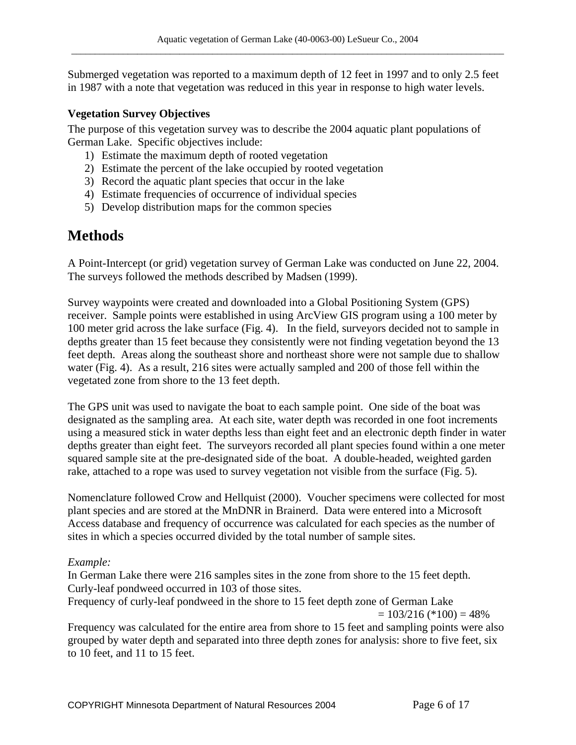Submerged vegetation was reported to a maximum depth of 12 feet in 1997 and to only 2.5 feet in 1987 with a note that vegetation was reduced in this year in response to high water levels.

**Vegetation Survey Objectives**

The purpose of this vegetation survey was to describe the 2004 aquatic plant populations of German Lake. Specific objectives include:

1) Estimate the maximum depth of rooted vegetation
2) Estimate the percent of the lake occupied by rooted vegetation
3) Record the aquatic plant species that occur in the lake
4) Estimate frequencies of occurrence of individual species
5) Develop distribution maps for the common species

# Methods

A Point-Intercept (or grid) vegetation survey of German Lake was conducted on June 22, 2004. The surveys followed the methods described by Madsen (1999).

Survey waypoints were created and downloaded into a Global Positioning System (GPS) receiver. Sample points were established in using ArcView GIS program using a 100 meter by 100 meter grid across the lake surface (Fig. 4). In the field, surveyors decided not to sample in depths greater than 15 feet because they consistently were not finding vegetation beyond the 13 feet depth. Areas along the southeast shore and northeast shore were not sample due to shallow water (Fig. 4). As a result, 216 sites were actually sampled and 200 of those fell within the vegetated zone from shore to the 13 feet depth.

The GPS unit was used to navigate the boat to each sample point. One side of the boat was designated as the sampling area. At each site, water depth was recorded in one foot increments using a measured stick in water depths less than eight feet and an electronic depth finder in water depths greater than eight feet. The surveyors recorded all plant species found within a one meter squared sample site at the pre-designated side of the boat. A double-headed, weighted garden rake, attached to a rope was used to survey vegetation not visible from the surface (Fig. 5).

Nomenclature followed Crow and Hellquist (2000). Voucher specimens were collected for most plant species and are stored at the MnDNR in Brainerd. Data were entered into a Microsoft Access database and frequency of occurrence was calculated for each species as the number of sites in which a species occurred divided by the total number of sample sites.

*Example:*

In German Lake there were 216 samples sites in the zone from shore to the 15 feet depth.
Curly-leaf pondweed occurred in 103 of those sites.
Frequency of curly-leaf pondweed in the shore to 15 feet depth zone of German Lake

$= 103/216\ (*100) = 48\%$

Frequency was calculated for the entire area from shore to 15 feet and sampling points were also grouped by water depth and separated into three depth zones for analysis: shore to five feet, six to 10 feet, and 11 to 15 feet.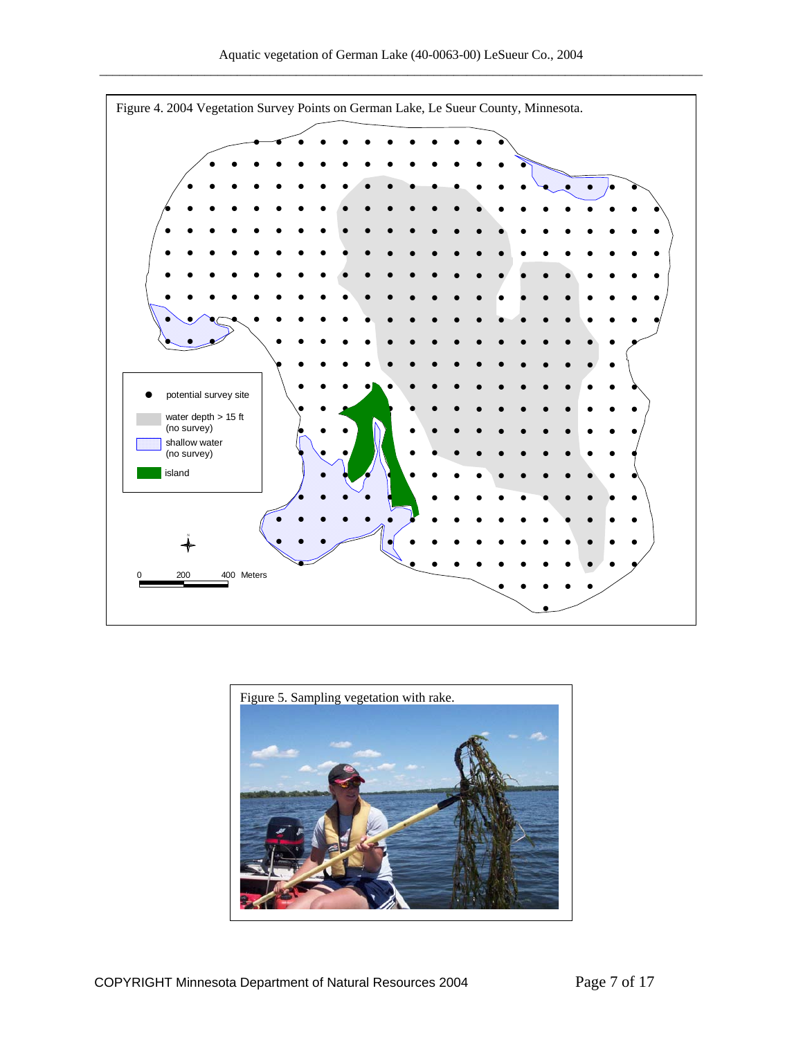Figure 4. 2004 Vegetation Survey Points on German Lake, Le Sueur County, Minnesota.

Figure 5. Sampling vegetation with rake.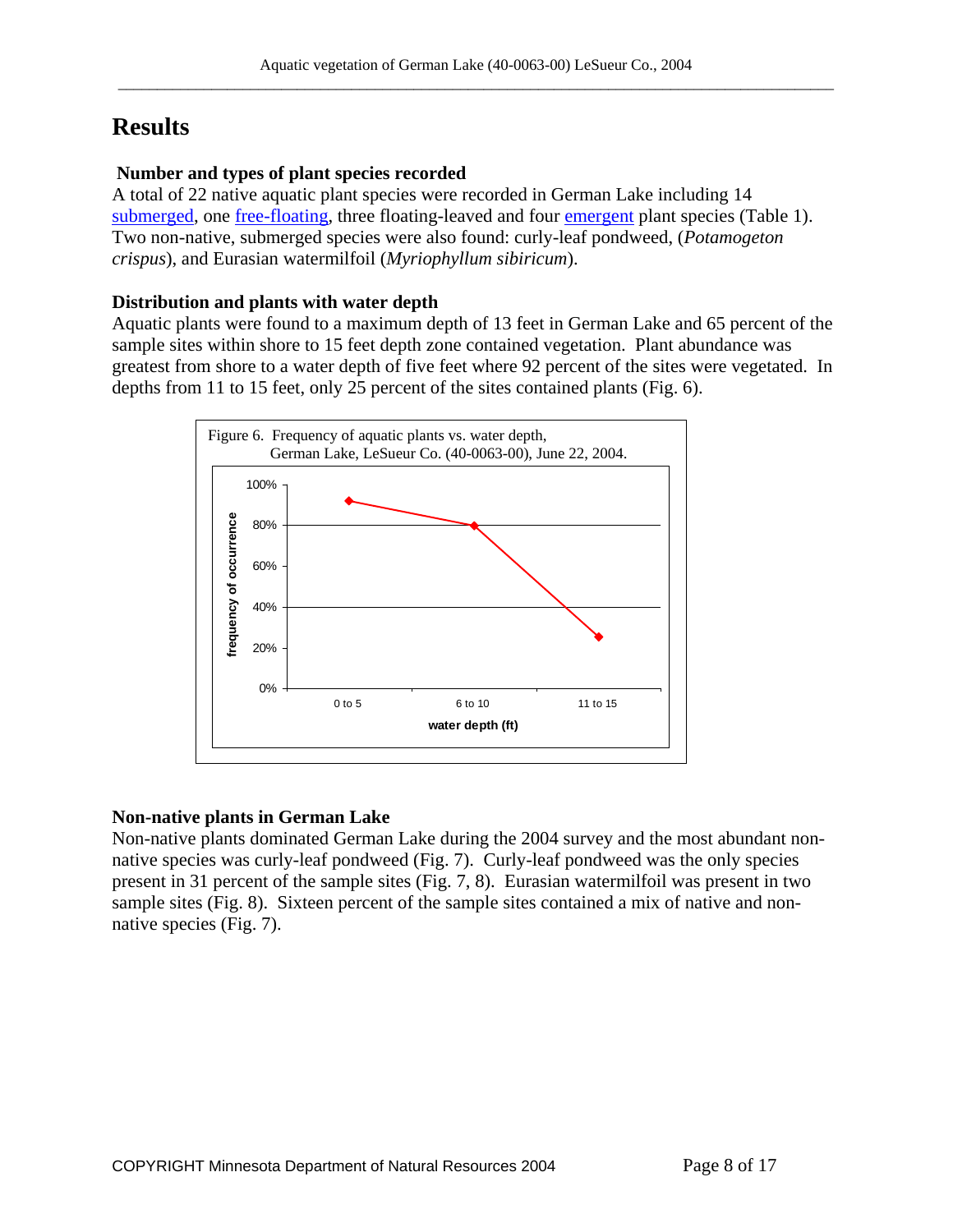# Results

### Number and types of plant species recorded

A total of 22 native aquatic plant species were recorded in German Lake including 14 submerged, one free-floating, three floating-leaved and four emergent plant species (Table 1). Two non-native, submerged species were also found: curly-leaf pondweed, (*Potamogeton crispus*), and Eurasian watermilfoil (*Myriophyllum sibiricum*).

### Distribution and plants with water depth

Aquatic plants were found to a maximum depth of 13 feet in German Lake and 65 percent of the sample sites within shore to 15 feet depth zone contained vegetation. Plant abundance was greatest from shore to a water depth of five feet where 92 percent of the sites were vegetated. In depths from 11 to 15 feet, only 25 percent of the sites contained plants (Fig. 6).

Figure 6. Frequency of aquatic plants vs. water depth, German Lake, LeSueur Co. (40-0063-00), June 22, 2004.

| water depth (ft) | frequency of occurrence |
|---|---|
| 0 to 5 | 92% |
| 6 to 10 | 80% |
| 11 to 15 | 25% |

### Non-native plants in German Lake

Non-native plants dominated German Lake during the 2004 survey and the most abundant non-native species was curly-leaf pondweed (Fig. 7). Curly-leaf pondweed was the only species present in 31 percent of the sample sites (Fig. 7, 8). Eurasian watermilfoil was present in two sample sites (Fig. 8). Sixteen percent of the sample sites contained a mix of native and non-native species (Fig. 7).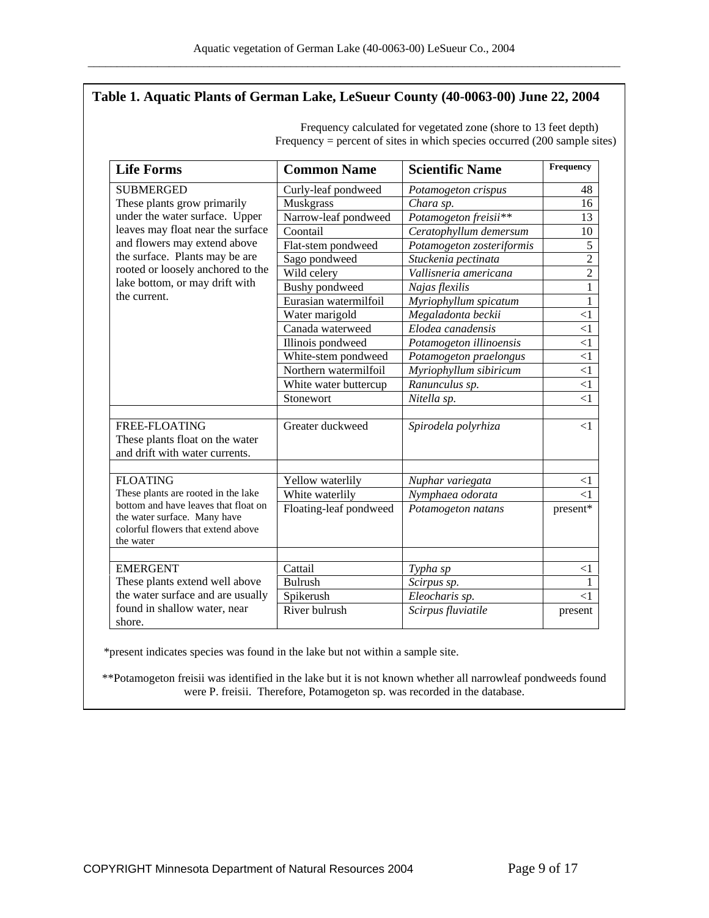## Table 1. Aquatic Plants of German Lake, LeSueur County (40-0063-00) June 22, 2004

Frequency calculated for vegetated zone (shore to 13 feet depth)
Frequency = percent of sites in which species occurred (200 sample sites)

| Life Forms | Common Name | Scientific Name | Frequency |
|---|---|---|---|
| SUBMERGED These plants grow primarily under the water surface. Upper leaves may float near the surface and flowers may extend above the surface. Plants may be are rooted or loosely anchored to the lake bottom, or may drift with the current. | Curly-leaf pondweed | *Potamogeton crispus* | 48 |
| | Muskgrass | *Chara sp.* | 16 |
| | Narrow-leaf pondweed | *Potamogeton freisii*** | 13 |
| | Coontail | *Ceratophyllum demersum* | 10 |
| | Flat-stem pondweed | *Potamogeton zosteriformis* | 5 |
| | Sago pondweed | *Stuckenia pectinata* | 2 |
| | Wild celery | *Vallisneria americana* | 2 |
| | Bushy pondweed | *Najas flexilis* | 1 |
| | Eurasian watermilfoil | *Myriophyllum spicatum* | 1 |
| | Water marigold | *Megaladonta beckii* | <1 |
| | Canada waterweed | *Elodea canadensis* | <1 |
| | Illinois pondweed | *Potamogeton illinoensis* | <1 |
| | White-stem pondweed | *Potamogeton praelongus* | <1 |
| | Northern watermilfoil | *Myriophyllum sibiricum* | <1 |
| | White water buttercup | *Ranunculus sp.* | <1 |
| | Stonewort | *Nitella sp.* | <1 |
| | | | |
| FREE-FLOATING These plants float on the water and drift with water currents. | Greater duckweed | *Spirodela polyrhiza* | <1 |
| | | | |
| FLOATING These plants are rooted in the lake bottom and have leaves that float on the water surface. Many have colorful flowers that extend above the water | Yellow waterlily | *Nuphar variegata* | <1 |
| | White waterlily | *Nymphaea odorata* | <1 |
| | Floating-leaf pondweed | *Potamogeton natans* | present* |
| | | | |
| EMERGENT These plants extend well above the water surface and are usually found in shallow water, near shore. | Cattail | *Typha sp* | <1 |
| | Bulrush | *Scirpus sp.* | 1 |
| | Spikerush | *Eleocharis sp.* | <1 |
| | River bulrush | *Scirpus fluviatile* | present |

*present indicates species was found in the lake but not within a sample site.

**Potamogeton freisii was identified in the lake but it is not known whether all narrowleaf pondweeds found were P. freisii. Therefore, Potamogeton sp. was recorded in the database.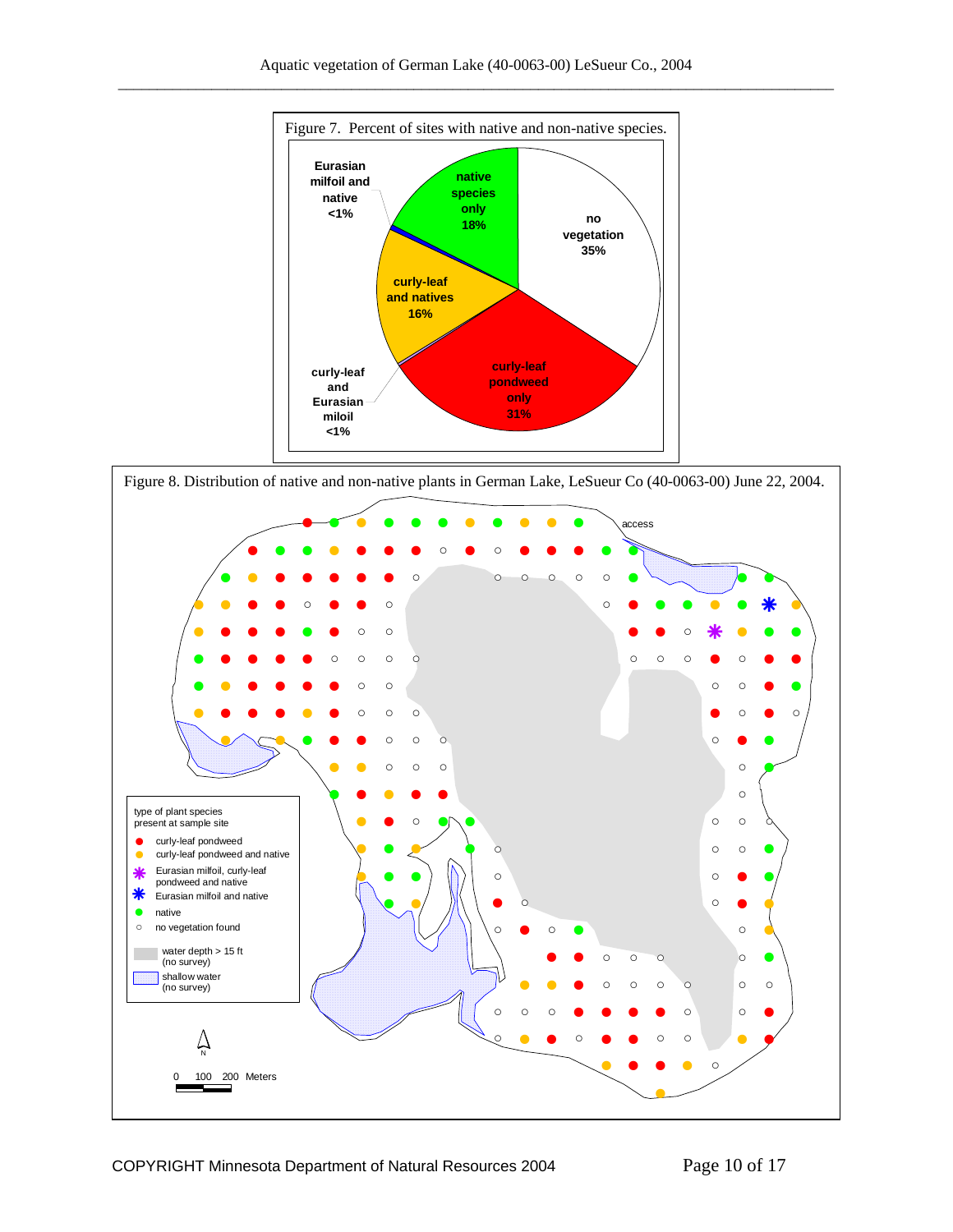Figure 7. Percent of sites with native and non-native species.

- no vegetation 35%
- curly-leaf pondweed only 31%
- curly-leaf and Eurasian miloil <1%
- curly-leaf and natives 16%
- Eurasian milfoil and native <1%
- native species only 18%

Figure 8. Distribution of native and non-native plants in German Lake, LeSueur Co (40-0063-00) June 22, 2004.

access

type of plant species present at sample site

- curly-leaf pondweed
- curly-leaf pondweed and native
- Eurasian milfoil, curly-leaf pondweed and native
- Eurasian milfoil and native
- native
- no vegetation found
- water depth > 15 ft (no survey)
- shallow water (no survey)

N

0 100 200 Meters

COPYRIGHT Minnesota Department of Natural Resources 2004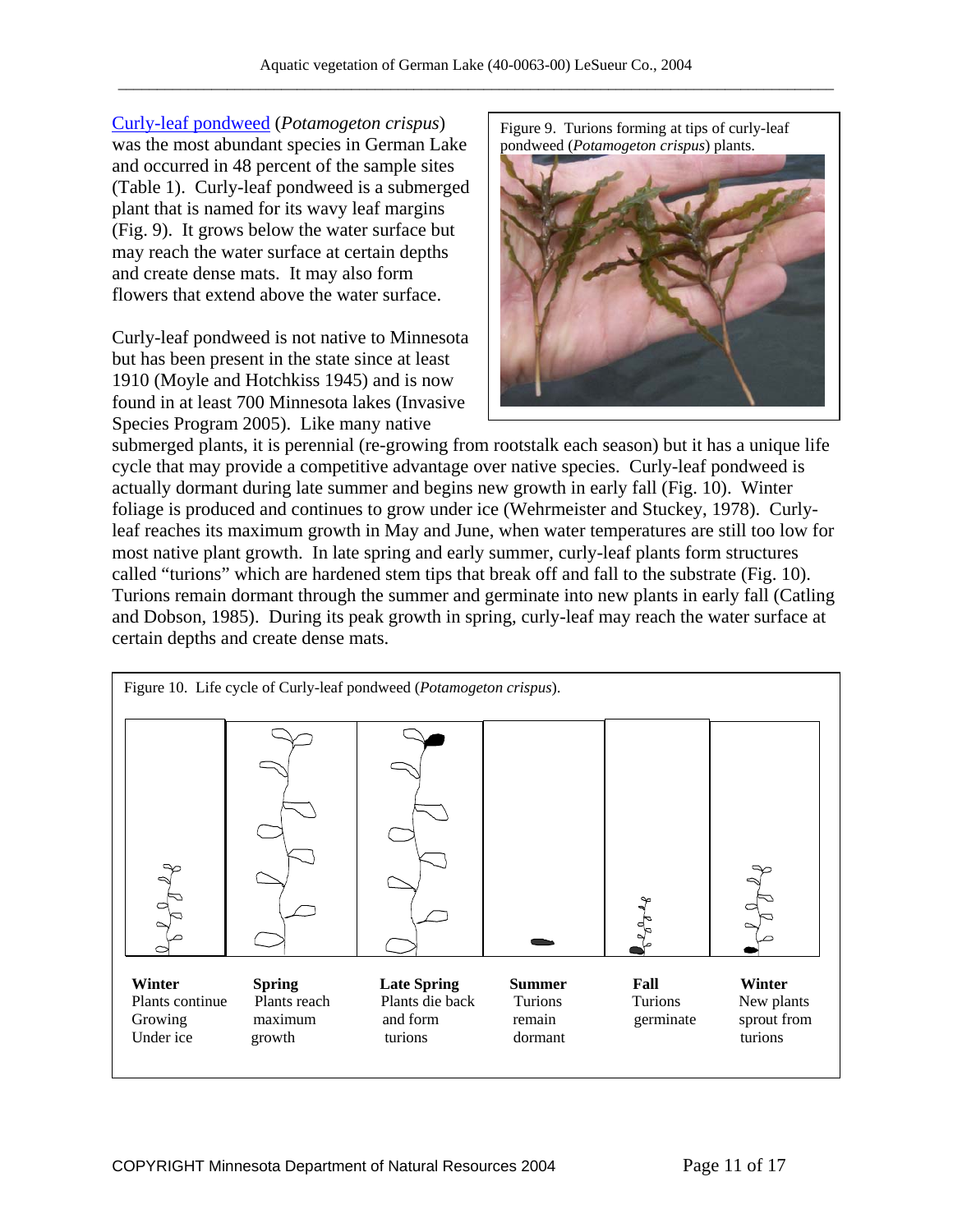Curly-leaf pondweed (*Potamogeton crispus*) was the most abundant species in German Lake and occurred in 48 percent of the sample sites (Table 1). Curly-leaf pondweed is a submerged plant that is named for its wavy leaf margins (Fig. 9). It grows below the water surface but may reach the water surface at certain depths and create dense mats. It may also form flowers that extend above the water surface.

Figure 9. Turions forming at tips of curly-leaf pondweed (*Potamogeton crispus*) plants.

Curly-leaf pondweed is not native to Minnesota but has been present in the state since at least 1910 (Moyle and Hotchkiss 1945) and is now found in at least 700 Minnesota lakes (Invasive Species Program 2005). Like many native submerged plants, it is perennial (re-growing from rootstalk each season) but it has a unique life cycle that may provide a competitive advantage over native species. Curly-leaf pondweed is actually dormant during late summer and begins new growth in early fall (Fig. 10). Winter foliage is produced and continues to grow under ice (Wehrmeister and Stuckey, 1978). Curly-leaf reaches its maximum growth in May and June, when water temperatures are still too low for most native plant growth. In late spring and early summer, curly-leaf plants form structures called "turions" which are hardened stem tips that break off and fall to the substrate (Fig. 10). Turions remain dormant through the summer and germinate into new plants in early fall (Catling and Dobson, 1985). During its peak growth in spring, curly-leaf may reach the water surface at certain depths and create dense mats.

Figure 10. Life cycle of Curly-leaf pondweed (*Potamogeton crispus*).

| **Winter** | **Spring** | **Late Spring** | **Summer** | **Fall** | **Winter** |
|---|---|---|---|---|---|
| Plants continue Growing Under ice | Plants reach maximum growth | Plants die back and form turions | Turions remain dormant | Turions germinate | New plants sprout from turions |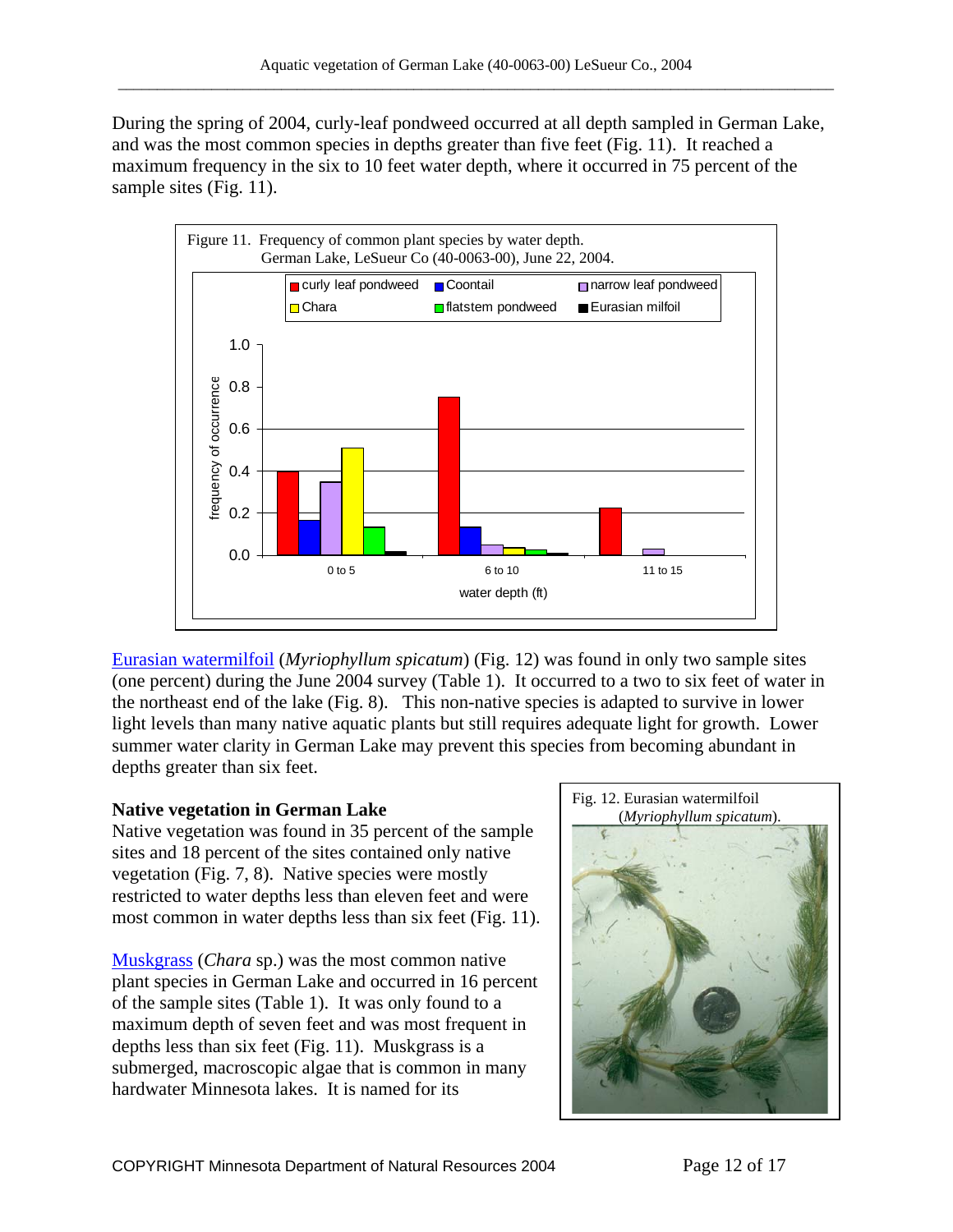During the spring of 2004, curly-leaf pondweed occurred at all depth sampled in German Lake, and was the most common species in depths greater than five feet (Fig. 11). It reached a maximum frequency in the six to 10 feet water depth, where it occurred in 75 percent of the sample sites (Fig. 11).

Figure 11. Frequency of common plant species by water depth. German Lake, LeSueur Co (40-0063-00), June 22, 2004.

Eurasian watermilfoil (*Myriophyllum spicatum*) (Fig. 12) was found in only two sample sites (one percent) during the June 2004 survey (Table 1). It occurred to a two to six feet of water in the northeast end of the lake (Fig. 8). This non-native species is adapted to survive in lower light levels than many native aquatic plants but still requires adequate light for growth. Lower summer water clarity in German Lake may prevent this species from becoming abundant in depths greater than six feet.

### Native vegetation in German Lake

Native vegetation was found in 35 percent of the sample sites and 18 percent of the sites contained only native vegetation (Fig. 7, 8). Native species were mostly restricted to water depths less than eleven feet and were most common in water depths less than six feet (Fig. 11).

Muskgrass (*Chara* sp.) was the most common native plant species in German Lake and occurred in 16 percent of the sample sites (Table 1). It was only found to a maximum depth of seven feet and was most frequent in depths less than six feet (Fig. 11). Muskgrass is a submerged, macroscopic algae that is common in many hardwater Minnesota lakes. It is named for its

Fig. 12. Eurasian watermilfoil (*Myriophyllum spicatum*).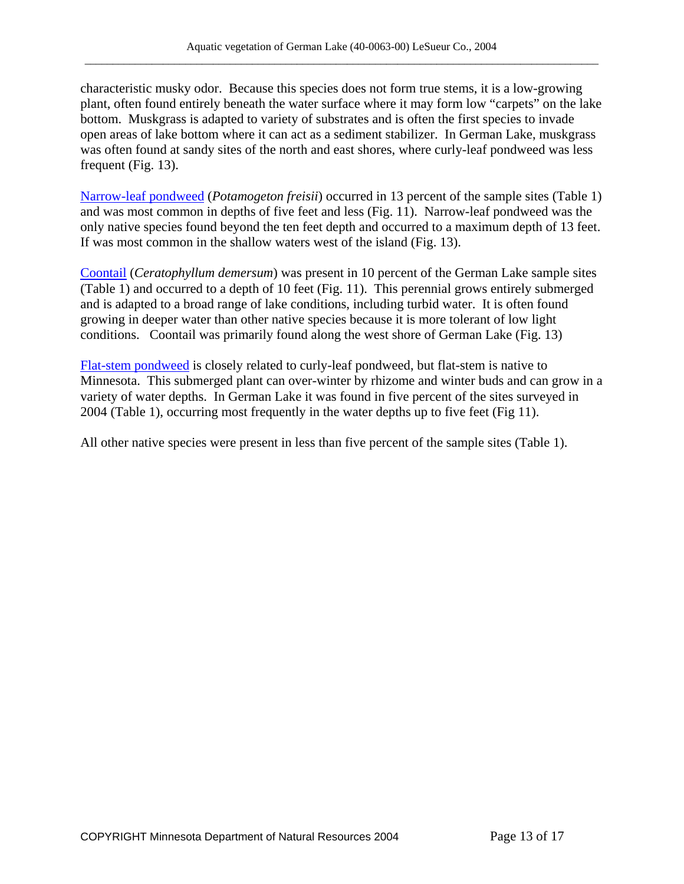characteristic musky odor. Because this species does not form true stems, it is a low-growing plant, often found entirely beneath the water surface where it may form low "carpets" on the lake bottom. Muskgrass is adapted to variety of substrates and is often the first species to invade open areas of lake bottom where it can act as a sediment stabilizer. In German Lake, muskgrass was often found at sandy sites of the north and east shores, where curly-leaf pondweed was less frequent (Fig. 13).

Narrow-leaf pondweed (*Potamogeton freisii*) occurred in 13 percent of the sample sites (Table 1) and was most common in depths of five feet and less (Fig. 11). Narrow-leaf pondweed was the only native species found beyond the ten feet depth and occurred to a maximum depth of 13 feet. If was most common in the shallow waters west of the island (Fig. 13).

Coontail (*Ceratophyllum demersum*) was present in 10 percent of the German Lake sample sites (Table 1) and occurred to a depth of 10 feet (Fig. 11). This perennial grows entirely submerged and is adapted to a broad range of lake conditions, including turbid water. It is often found growing in deeper water than other native species because it is more tolerant of low light conditions. Coontail was primarily found along the west shore of German Lake (Fig. 13)

Flat-stem pondweed is closely related to curly-leaf pondweed, but flat-stem is native to Minnesota. This submerged plant can over-winter by rhizome and winter buds and can grow in a variety of water depths. In German Lake it was found in five percent of the sites surveyed in 2004 (Table 1), occurring most frequently in the water depths up to five feet (Fig 11).

All other native species were present in less than five percent of the sample sites (Table 1).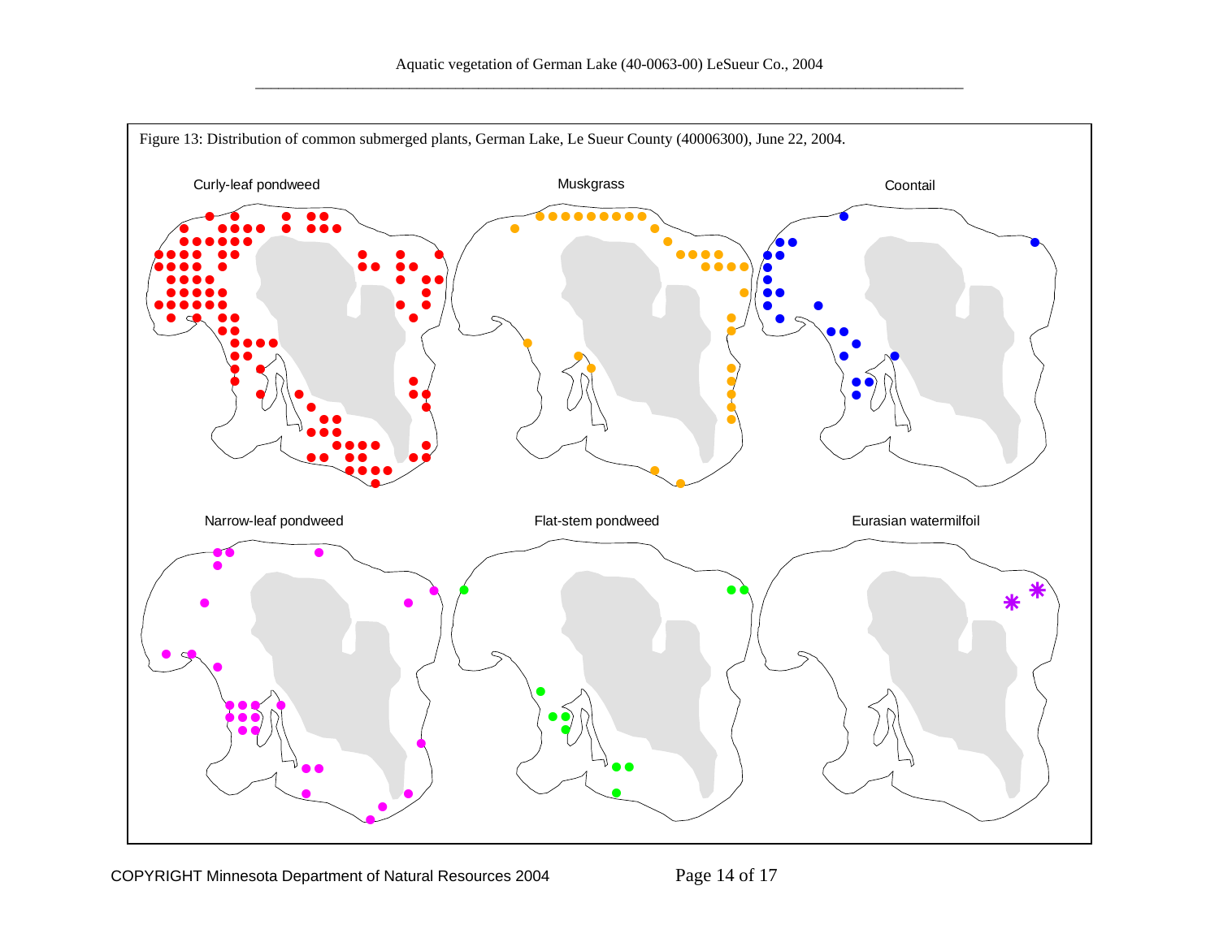Figure 13: Distribution of common submerged plants, German Lake, Le Sueur County (40006300), June 22, 2004.

Curly-leaf pondweed

Muskgrass

Coontail

Narrow-leaf pondweed

Flat-stem pondweed

Eurasian watermilfoil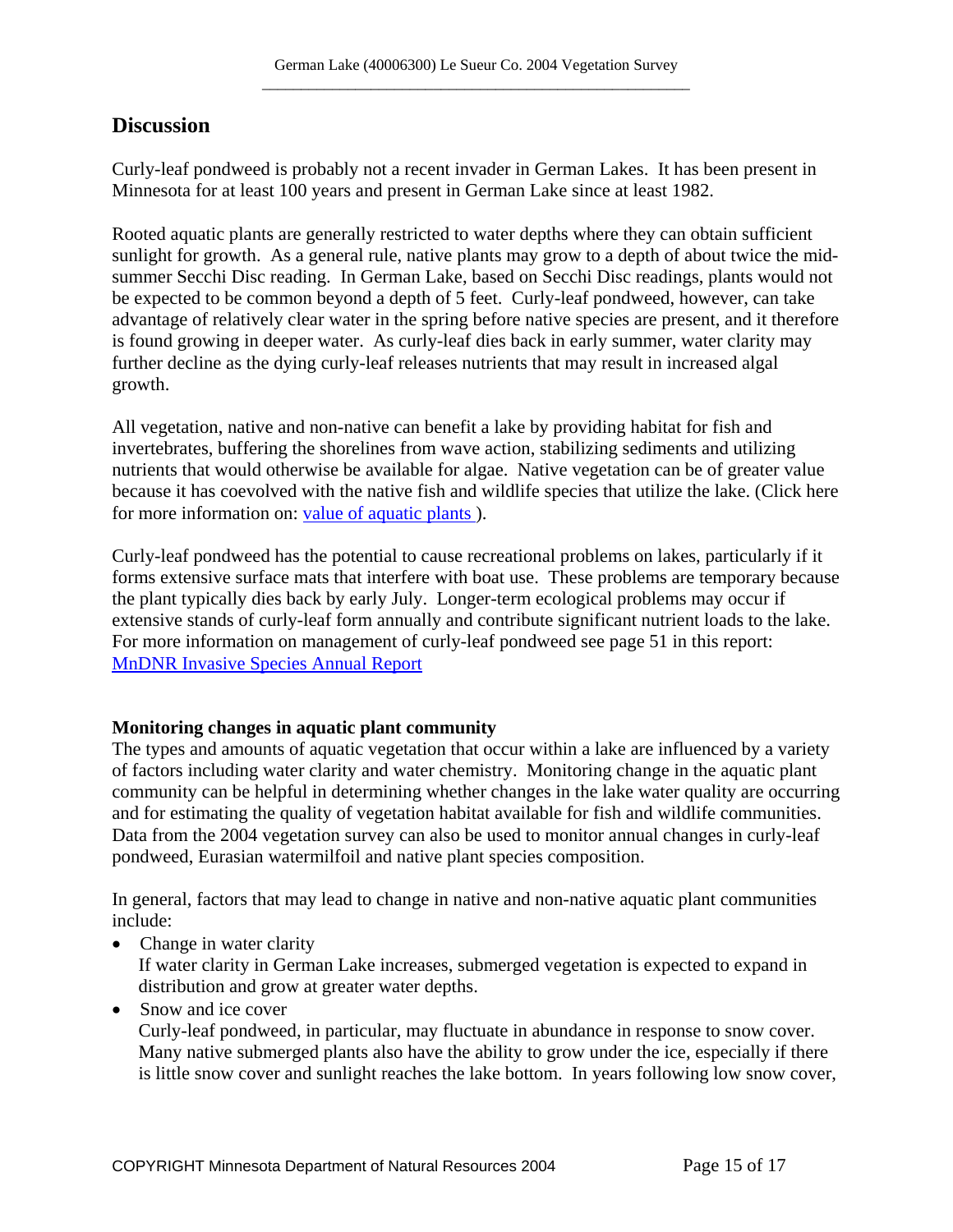## Discussion

Curly-leaf pondweed is probably not a recent invader in German Lakes. It has been present in Minnesota for at least 100 years and present in German Lake since at least 1982.

Rooted aquatic plants are generally restricted to water depths where they can obtain sufficient sunlight for growth. As a general rule, native plants may grow to a depth of about twice the mid-summer Secchi Disc reading. In German Lake, based on Secchi Disc readings, plants would not be expected to be common beyond a depth of 5 feet. Curly-leaf pondweed, however, can take advantage of relatively clear water in the spring before native species are present, and it therefore is found growing in deeper water. As curly-leaf dies back in early summer, water clarity may further decline as the dying curly-leaf releases nutrients that may result in increased algal growth.

All vegetation, native and non-native can benefit a lake by providing habitat for fish and invertebrates, buffering the shorelines from wave action, stabilizing sediments and utilizing nutrients that would otherwise be available for algae. Native vegetation can be of greater value because it has coevolved with the native fish and wildlife species that utilize the lake. (Click here for more information on: value of aquatic plants ).

Curly-leaf pondweed has the potential to cause recreational problems on lakes, particularly if it forms extensive surface mats that interfere with boat use. These problems are temporary because the plant typically dies back by early July. Longer-term ecological problems may occur if extensive stands of curly-leaf form annually and contribute significant nutrient loads to the lake. For more information on management of curly-leaf pondweed see page 51 in this report: MnDNR Invasive Species Annual Report

**Monitoring changes in aquatic plant community**

The types and amounts of aquatic vegetation that occur within a lake are influenced by a variety of factors including water clarity and water chemistry. Monitoring change in the aquatic plant community can be helpful in determining whether changes in the lake water quality are occurring and for estimating the quality of vegetation habitat available for fish and wildlife communities. Data from the 2004 vegetation survey can also be used to monitor annual changes in curly-leaf pondweed, Eurasian watermilfoil and native plant species composition.

In general, factors that may lead to change in native and non-native aquatic plant communities include:

- Change in water clarity
  If water clarity in German Lake increases, submerged vegetation is expected to expand in distribution and grow at greater water depths.
- Snow and ice cover
  Curly-leaf pondweed, in particular, may fluctuate in abundance in response to snow cover. Many native submerged plants also have the ability to grow under the ice, especially if there is little snow cover and sunlight reaches the lake bottom. In years following low snow cover,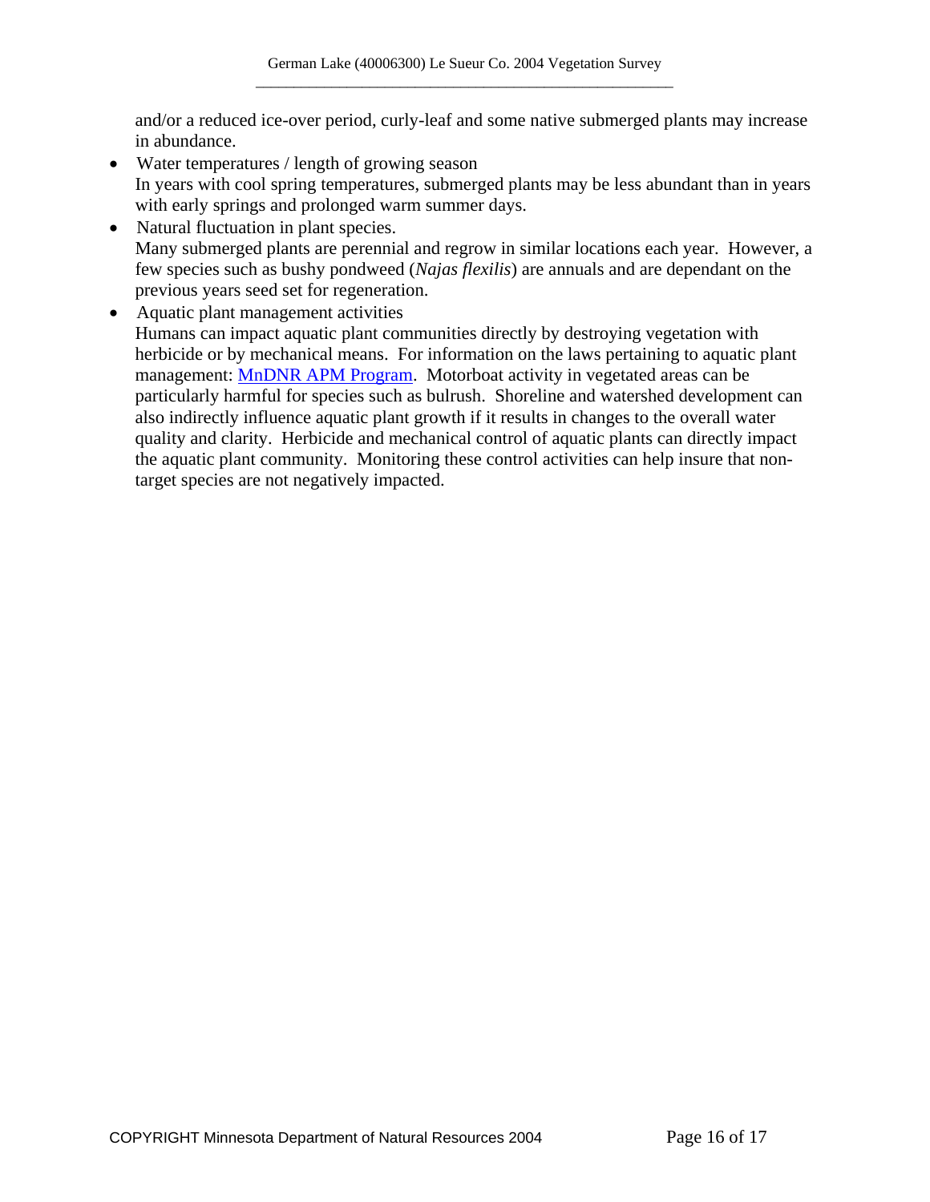and/or a reduced ice-over period, curly-leaf and some native submerged plants may increase in abundance.

- Water temperatures / length of growing season
  In years with cool spring temperatures, submerged plants may be less abundant than in years with early springs and prolonged warm summer days.
- Natural fluctuation in plant species.
  Many submerged plants are perennial and regrow in similar locations each year. However, a few species such as bushy pondweed (*Najas flexilis*) are annuals and are dependant on the previous years seed set for regeneration.
- Aquatic plant management activities
  Humans can impact aquatic plant communities directly by destroying vegetation with herbicide or by mechanical means. For information on the laws pertaining to aquatic plant management: [MnDNR APM Program](). Motorboat activity in vegetated areas can be particularly harmful for species such as bulrush. Shoreline and watershed development can also indirectly influence aquatic plant growth if it results in changes to the overall water quality and clarity. Herbicide and mechanical control of aquatic plants can directly impact the aquatic plant community. Monitoring these control activities can help insure that non-target species are not negatively impacted.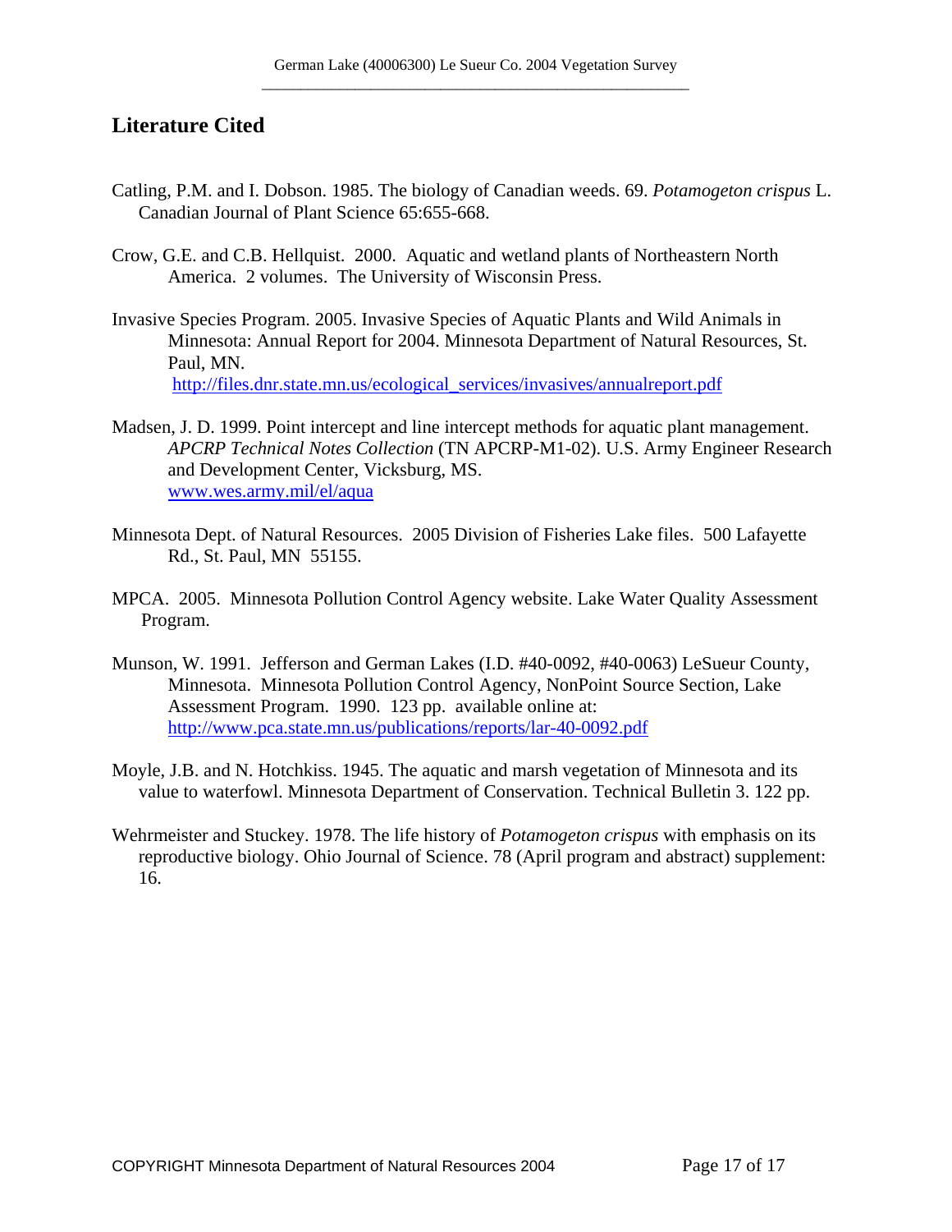## Literature Cited

Catling, P.M. and I. Dobson. 1985. The biology of Canadian weeds. 69. *Potamogeton crispus* L. Canadian Journal of Plant Science 65:655-668.

Crow, G.E. and C.B. Hellquist. 2000. Aquatic and wetland plants of Northeastern North America. 2 volumes. The University of Wisconsin Press.

Invasive Species Program. 2005. Invasive Species of Aquatic Plants and Wild Animals in Minnesota: Annual Report for 2004. Minnesota Department of Natural Resources, St. Paul, MN. http://files.dnr.state.mn.us/ecological_services/invasives/annualreport.pdf

Madsen, J. D. 1999. Point intercept and line intercept methods for aquatic plant management. *APCRP Technical Notes Collection* (TN APCRP-M1-02). U.S. Army Engineer Research and Development Center, Vicksburg, MS. www.wes.army.mil/el/aqua

Minnesota Dept. of Natural Resources. 2005 Division of Fisheries Lake files. 500 Lafayette Rd., St. Paul, MN 55155.

MPCA. 2005. Minnesota Pollution Control Agency website. Lake Water Quality Assessment Program.

Munson, W. 1991. Jefferson and German Lakes (I.D. #40-0092, #40-0063) LeSueur County, Minnesota. Minnesota Pollution Control Agency, NonPoint Source Section, Lake Assessment Program. 1990. 123 pp. available online at: http://www.pca.state.mn.us/publications/reports/lar-40-0092.pdf

Moyle, J.B. and N. Hotchkiss. 1945. The aquatic and marsh vegetation of Minnesota and its value to waterfowl. Minnesota Department of Conservation. Technical Bulletin 3. 122 pp.

Wehrmeister and Stuckey. 1978. The life history of *Potamogeton crispus* with emphasis on its reproductive biology. Ohio Journal of Science. 78 (April program and abstract) supplement: 16.